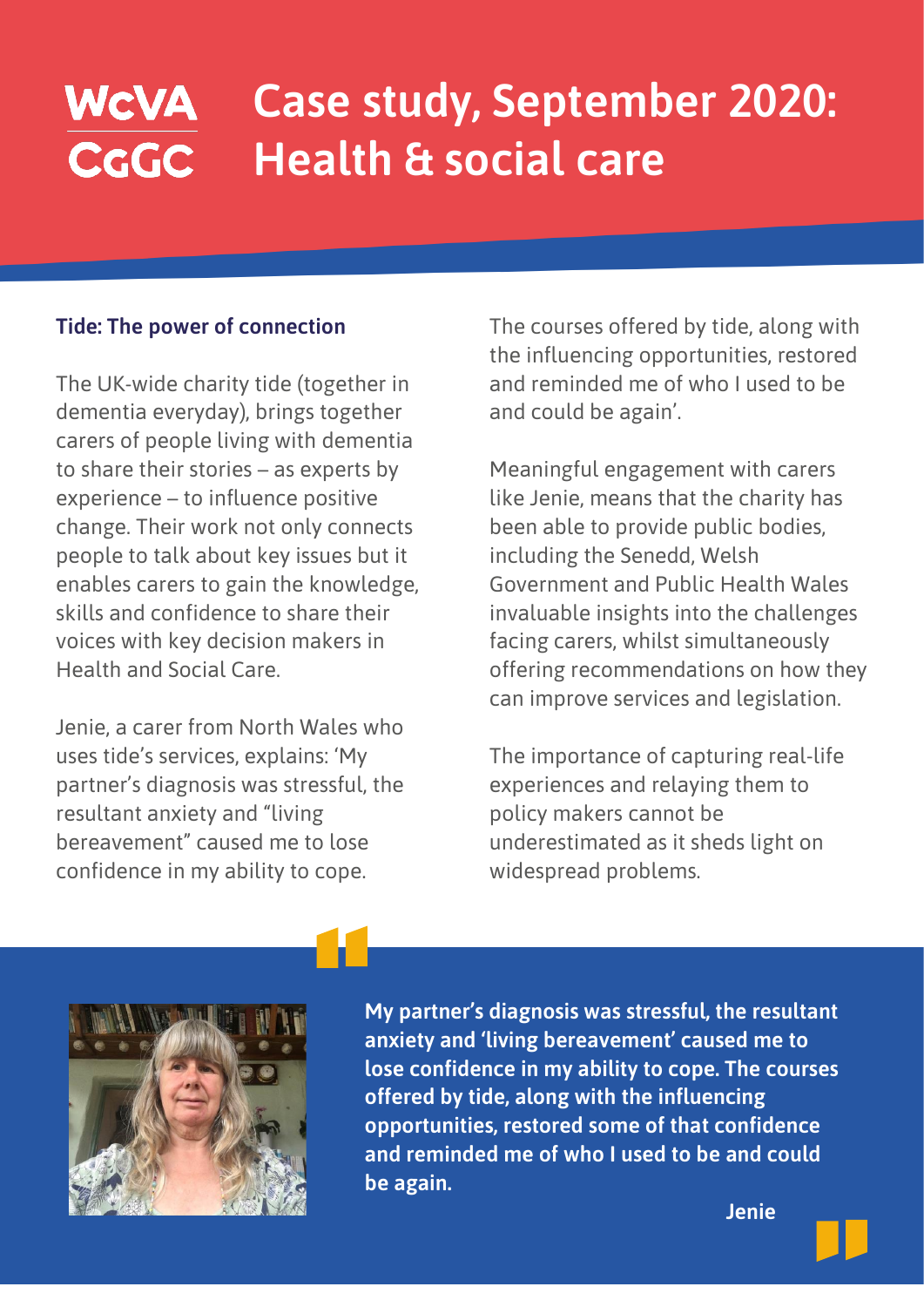WCVA
CGGC

# Case study, September 2020: Health & social care

## Tide: The power of connection

The UK-wide charity tide (together in dementia everyday), brings together carers of people living with dementia to share their stories – as experts by experience – to influence positive change. Their work not only connects people to talk about key issues but it enables carers to gain the knowledge, skills and confidence to share their voices with key decision makers in Health and Social Care.

Jenie, a carer from North Wales who uses tide's services, explains: 'My partner's diagnosis was stressful, the resultant anxiety and "living bereavement" caused me to lose confidence in my ability to cope. The courses offered by tide, along with the influencing opportunities, restored and reminded me of who I used to be and could be again'.

Meaningful engagement with carers like Jenie, means that the charity has been able to provide public bodies, including the Senedd, Welsh Government and Public Health Wales invaluable insights into the challenges facing carers, whilst simultaneously offering recommendations on how they can improve services and legislation.

The importance of capturing real-life experiences and relaying them to policy makers cannot be underestimated as it sheds light on widespread problems.

> **My partner's diagnosis was stressful, the resultant anxiety and 'living bereavement' caused me to lose confidence in my ability to cope. The courses offered by tide, along with the influencing opportunities, restored some of that confidence and reminded me of who I used to be and could be again.**
>
> **Jenie**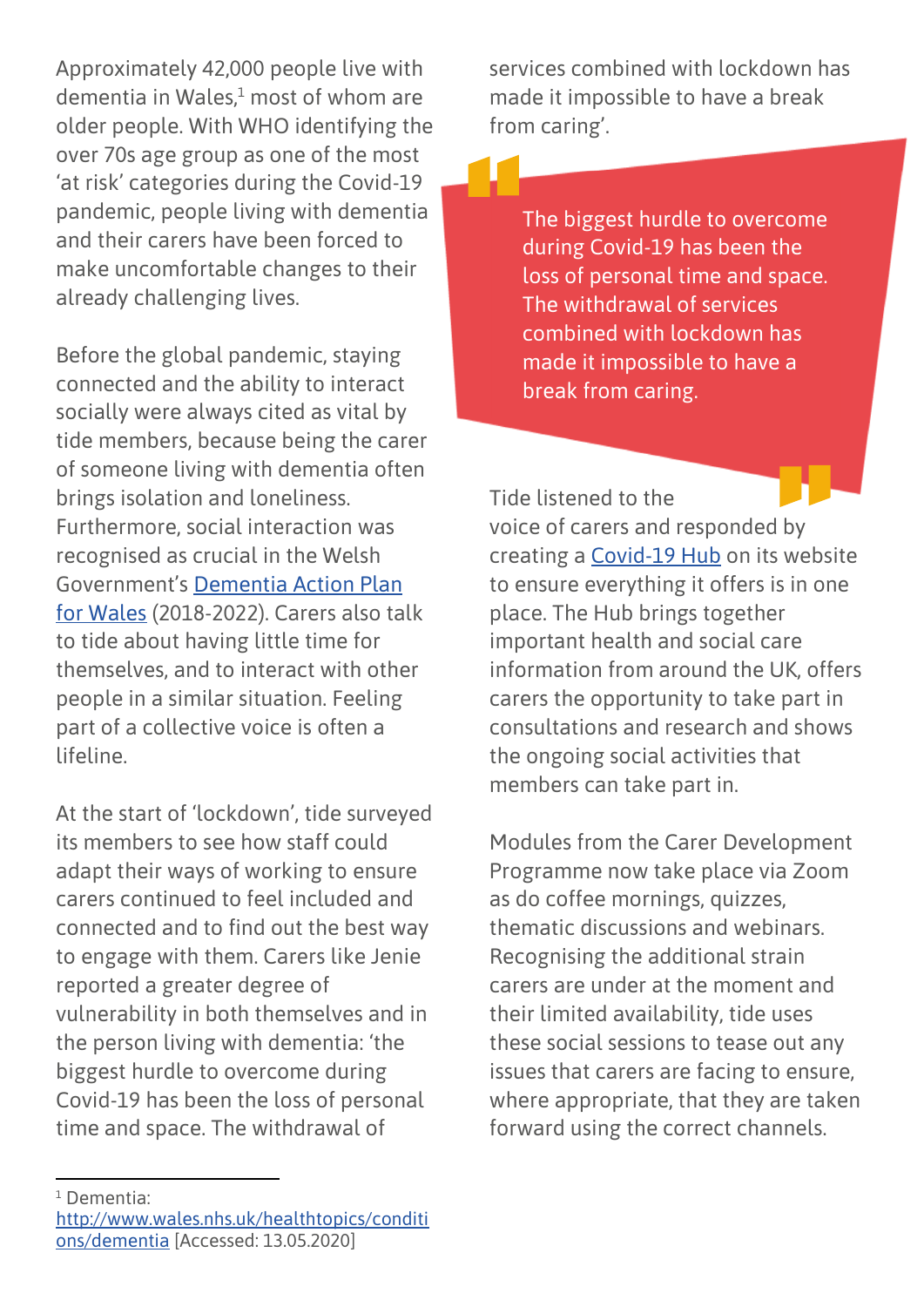Approximately 42,000 people live with dementia in Wales,[1] most of whom are older people. With WHO identifying the over 70s age group as one of the most 'at risk' categories during the Covid-19 pandemic, people living with dementia and their carers have been forced to make uncomfortable changes to their already challenging lives.

Before the global pandemic, staying connected and the ability to interact socially were always cited as vital by tide members, because being the carer of someone living with dementia often brings isolation and loneliness. Furthermore, social interaction was recognised as crucial in the Welsh Government's [Dementia Action Plan for Wales](#) (2018-2022). Carers also talk to tide about having little time for themselves, and to interact with other people in a similar situation. Feeling part of a collective voice is often a lifeline.

At the start of 'lockdown', tide surveyed its members to see how staff could adapt their ways of working to ensure carers continued to feel included and connected and to find out the best way to engage with them. Carers like Jenie reported a greater degree of vulnerability in both themselves and in the person living with dementia: 'the biggest hurdle to overcome during Covid-19 has been the loss of personal time and space. The withdrawal of services combined with lockdown has made it impossible to have a break from caring'.

> The biggest hurdle to overcome during Covid-19 has been the loss of personal time and space. The withdrawal of services combined with lockdown has made it impossible to have a break from caring.

Tide listened to the voice of carers and responded by creating a [Covid-19 Hub](#) on its website to ensure everything it offers is in one place. The Hub brings together important health and social care information from around the UK, offers carers the opportunity to take part in consultations and research and shows the ongoing social activities that members can take part in.

Modules from the Carer Development Programme now take place via Zoom as do coffee mornings, quizzes, thematic discussions and webinars. Recognising the additional strain carers are under at the moment and their limited availability, tide uses these social sessions to tease out any issues that carers are facing to ensure, where appropriate, that they are taken forward using the correct channels.

---

[1] Dementia: http://www.wales.nhs.uk/healthtopics/conditions/dementia [Accessed: 13.05.2020]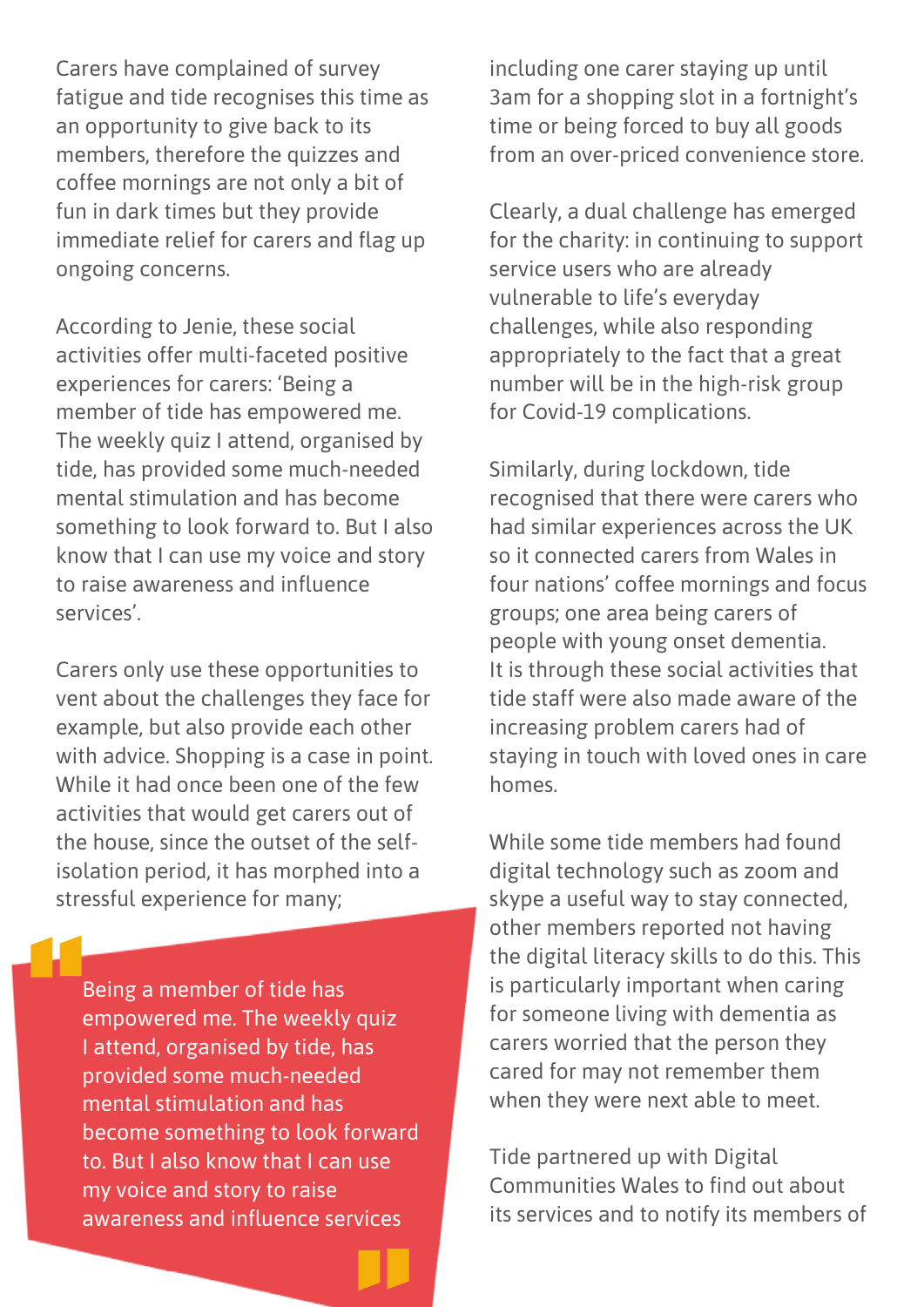Carers have complained of survey fatigue and tide recognises this time as an opportunity to give back to its members, therefore the quizzes and coffee mornings are not only a bit of fun in dark times but they provide immediate relief for carers and flag up ongoing concerns.

According to Jenie, these social activities offer multi-faceted positive experiences for carers: 'Being a member of tide has empowered me. The weekly quiz I attend, organised by tide, has provided some much-needed mental stimulation and has become something to look forward to. But I also know that I can use my voice and story to raise awareness and influence services'.

Carers only use these opportunities to vent about the challenges they face for example, but also provide each other with advice. Shopping is a case in point. While it had once been one of the few activities that would get carers out of the house, since the outset of the self-isolation period, it has morphed into a stressful experience for many;

> Being a member of tide has empowered me. The weekly quiz I attend, organised by tide, has provided some much-needed mental stimulation and has become something to look forward to. But I also know that I can use my voice and story to raise awareness and influence services

including one carer staying up until 3am for a shopping slot in a fortnight's time or being forced to buy all goods from an over-priced convenience store.

Clearly, a dual challenge has emerged for the charity: in continuing to support service users who are already vulnerable to life's everyday challenges, while also responding appropriately to the fact that a great number will be in the high-risk group for Covid-19 complications.

Similarly, during lockdown, tide recognised that there were carers who had similar experiences across the UK so it connected carers from Wales in four nations' coffee mornings and focus groups; one area being carers of people with young onset dementia. It is through these social activities that tide staff were also made aware of the increasing problem carers had of staying in touch with loved ones in care homes.

While some tide members had found digital technology such as zoom and skype a useful way to stay connected, other members reported not having the digital literacy skills to do this. This is particularly important when caring for someone living with dementia as carers worried that the person they cared for may not remember them when they were next able to meet.

Tide partnered up with Digital Communities Wales to find out about its services and to notify its members of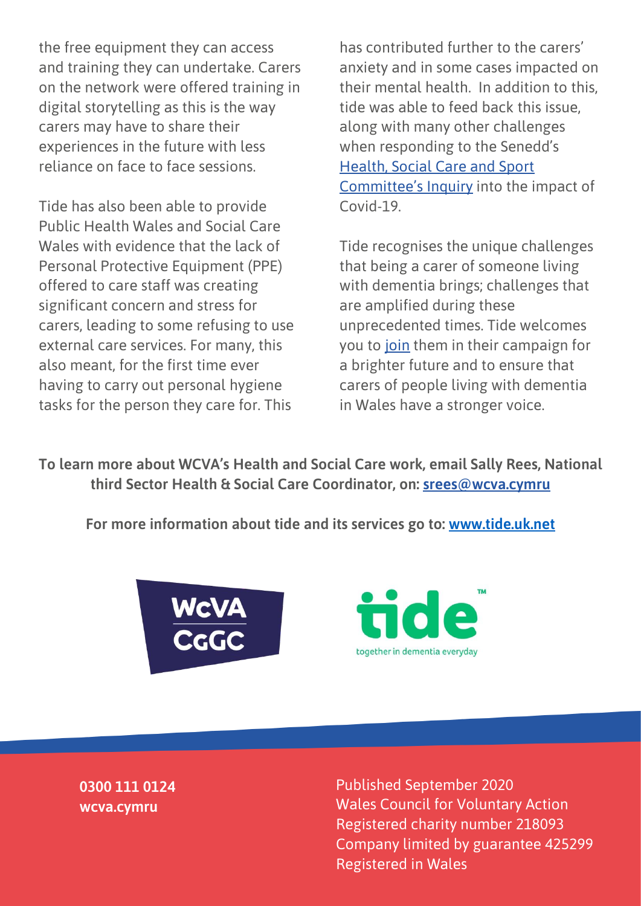the free equipment they can access and training they can undertake. Carers on the network were offered training in digital storytelling as this is the way carers may have to share their experiences in the future with less reliance on face to face sessions.

Tide has also been able to provide Public Health Wales and Social Care Wales with evidence that the lack of Personal Protective Equipment (PPE) offered to care staff was creating significant concern and stress for carers, leading to some refusing to use external care services. For many, this also meant, for the first time ever having to carry out personal hygiene tasks for the person they care for. This has contributed further to the carers' anxiety and in some cases impacted on their mental health. In addition to this, tide was able to feed back this issue, along with many other challenges when responding to the Senedd's Health, Social Care and Sport Committee's Inquiry into the impact of Covid-19.

Tide recognises the unique challenges that being a carer of someone living with dementia brings; challenges that are amplified during these unprecedented times. Tide welcomes you to join them in their campaign for a brighter future and to ensure that carers of people living with dementia in Wales have a stronger voice.

**To learn more about WCVA's Health and Social Care work, email Sally Rees, National third Sector Health & Social Care Coordinator, on: srees@wcva.cymru**

**For more information about tide and its services go to: www.tide.uk.net**

WCVA CGGC

tide™ together in dementia everyday

**0300 111 0124**
**wcva.cymru**

Published September 2020
Wales Council for Voluntary Action
Registered charity number 218093
Company limited by guarantee 425299
Registered in Wales